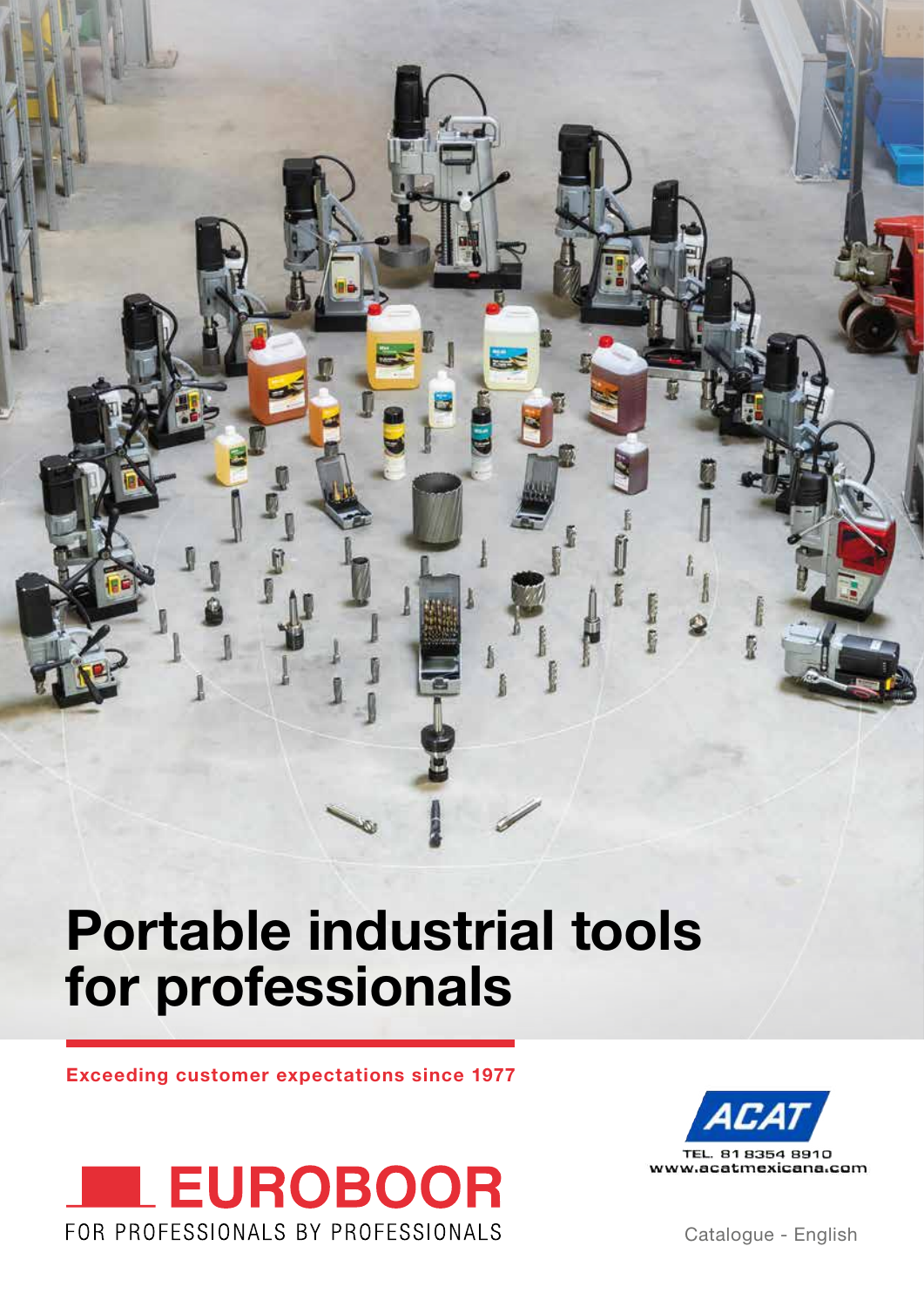# Portable industrial tools for professionals

**Exceeding customer expectations since 1977**

EUROBOOR

FOR PROFESSIONALS BY PROFESSIONALS

ACAT

TEL. 81 8354 8910
www.acatmexicana.com

Catalogue - English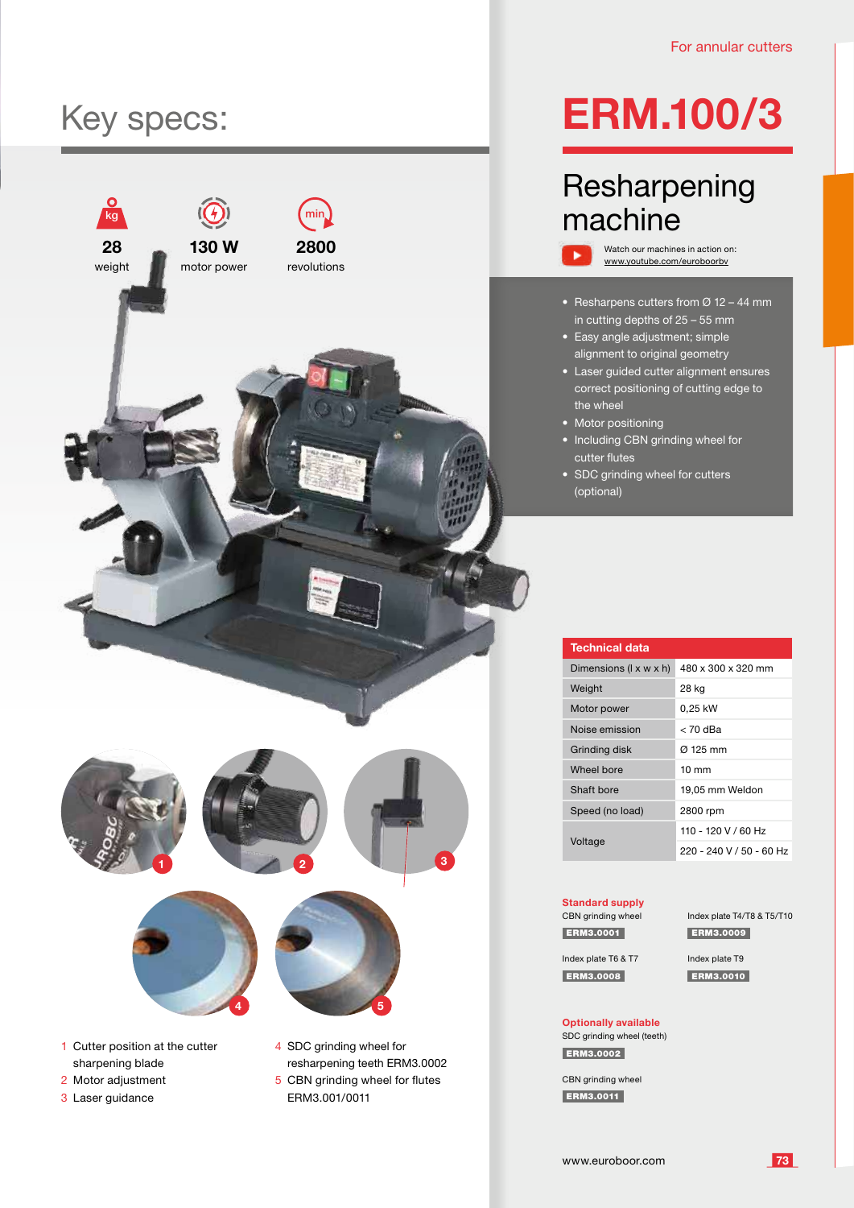For annular cutters

# ERM.100/3

## Resharpening machine

Watch our machines in action on: www.youtube.com/euroboorbv

- Resharpens cutters from Ø 12 – 44 mm in cutting depths of 25 – 55 mm
- Easy angle adjustment; simple alignment to original geometry
- Laser guided cutter alignment ensures correct positioning of cutting edge to the wheel
- Motor positioning
- Including CBN grinding wheel for cutter flutes
- SDC grinding wheel for cutters (optional)

## Key specs:

28 weight

130 W motor power

2800 revolutions

1 Cutter position at the cutter sharpening blade
2 Motor adjustment
3 Laser guidance
4 SDC grinding wheel for resharpening teeth ERM3.0002
5 CBN grinding wheel for flutes ERM3.001/0011

| Technical data | |
|---|---|
| Dimensions (l x w x h) | 480 x 300 x 320 mm |
| Weight | 28 kg |
| Motor power | 0,25 kW |
| Noise emission | < 70 dBa |
| Grinding disk | Ø 125 mm |
| Wheel bore | 10 mm |
| Shaft bore | 19,05 mm Weldon |
| Speed (no load) | 2800 rpm |
| Voltage | 110 - 120 V / 60 Hz |
| | 220 - 240 V / 50 - 60 Hz |

**Standard supply**

CBN grinding wheel
ERM3.0001

Index plate T4/T8 & T5/T10
ERM3.0009

Index plate T6 & T7
ERM3.0008

Index plate T9
ERM3.0010

**Optionally available**

SDC grinding wheel (teeth)
ERM3.0002

CBN grinding wheel
ERM3.0011

www.euroboor.com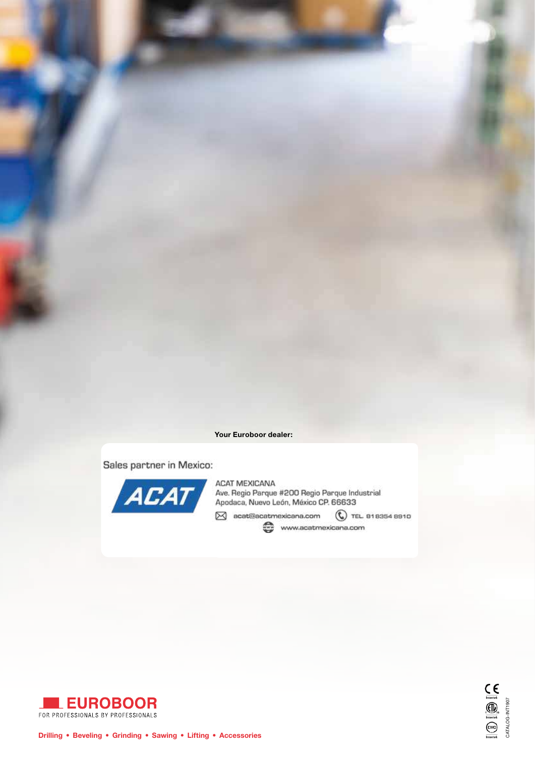**Your Euroboor dealer:**

Sales partner in Mexico:

ACAT

ACAT MEXICANA
Ave. Regio Parque #200 Regio Parque Industrial
Apodaca, Nuevo León, México CP. 66633

acat@acatmexicana.com

TEL. 81 8354 8910

www.acatmexicana.com

EUROBOOR
FOR PROFESSIONALS BY PROFESSIONALS

**Drilling • Beveling • Grinding • Sawing • Lifting • Accessories**

CATALOG-INT1907